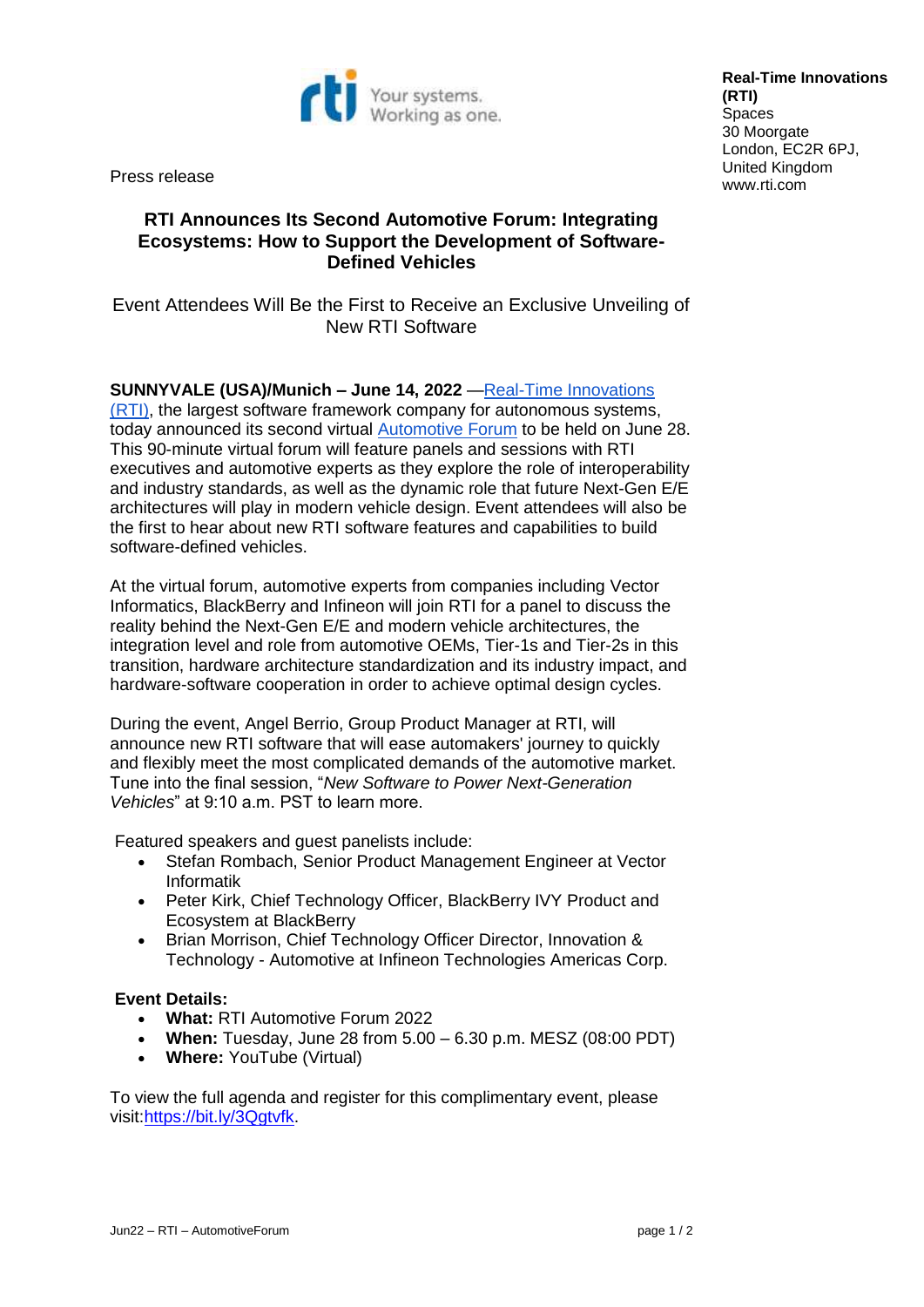Press release

**Real-Time Innovations (RTI)**
Spaces
30 Moorgate
London, EC2R 6PJ,
United Kingdom
www.rti.com

# RTI Announces Its Second Automotive Forum: Integrating Ecosystems: How to Support the Development of Software-Defined Vehicles

## Event Attendees Will Be the First to Receive an Exclusive Unveiling of New RTI Software

**SUNNYVALE (USA)/Munich – June 14, 2022** —[Real-Time Innovations (RTI)](), the largest software framework company for autonomous systems, today announced its second virtual [Automotive Forum]() to be held on June 28. This 90-minute virtual forum will feature panels and sessions with RTI executives and automotive experts as they explore the role of interoperability and industry standards, as well as the dynamic role that future Next-Gen E/E architectures will play in modern vehicle design. Event attendees will also be the first to hear about new RTI software features and capabilities to build software-defined vehicles.

At the virtual forum, automotive experts from companies including Vector Informatics, BlackBerry and Infineon will join RTI for a panel to discuss the reality behind the Next-Gen E/E and modern vehicle architectures, the integration level and role from automotive OEMs, Tier-1s and Tier-2s in this transition, hardware architecture standardization and its industry impact, and hardware-software cooperation in order to achieve optimal design cycles.

During the event, Angel Berrio, Group Product Manager at RTI, will announce new RTI software that will ease automakers' journey to quickly and flexibly meet the most complicated demands of the automotive market. Tune into the final session, "*New Software to Power Next-Generation Vehicles*" at 9:10 a.m. PST to learn more.

Featured speakers and guest panelists include:

- Stefan Rombach, Senior Product Management Engineer at Vector Informatik
- Peter Kirk, Chief Technology Officer, BlackBerry IVY Product and Ecosystem at BlackBerry
- Brian Morrison, Chief Technology Officer Director, Innovation & Technology - Automotive at Infineon Technologies Americas Corp.

**Event Details:**

- **What:** RTI Automotive Forum 2022
- **When:** Tuesday, June 28 from 5.00 – 6.30 p.m. MESZ (08:00 PDT)
- **Where:** YouTube (Virtual)

To view the full agenda and register for this complimentary event, please visit:[https://bit.ly/3Qgtvfk](https://bit.ly/3Qgtvfk).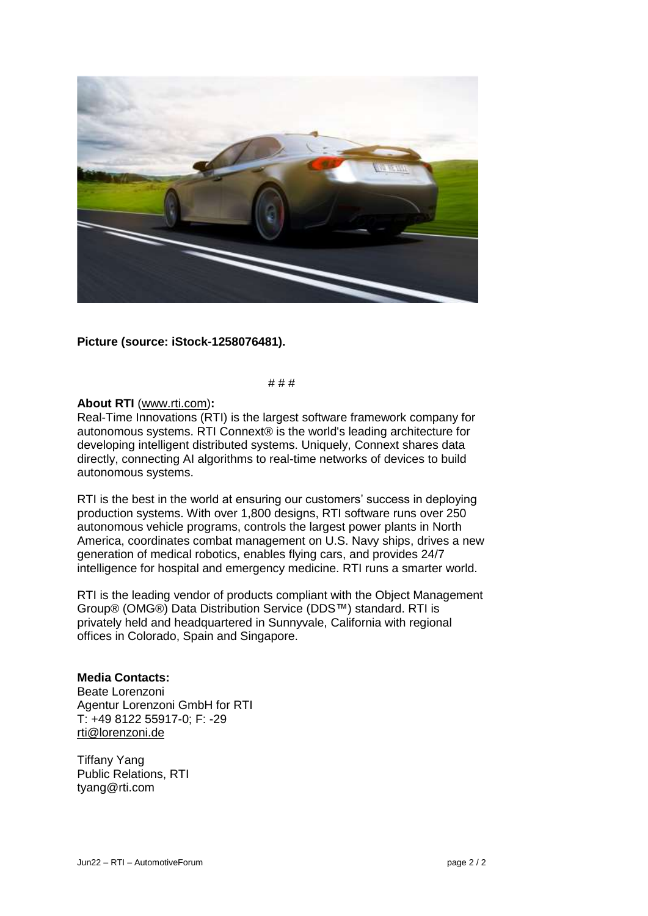**Picture (source: iStock-1258076481).**

# # #

**About RTI** (www.rti.com)**:**

Real-Time Innovations (RTI) is the largest software framework company for autonomous systems. RTI Connext® is the world's leading architecture for developing intelligent distributed systems. Uniquely, Connext shares data directly, connecting AI algorithms to real-time networks of devices to build autonomous systems.

RTI is the best in the world at ensuring our customers' success in deploying production systems. With over 1,800 designs, RTI software runs over 250 autonomous vehicle programs, controls the largest power plants in North America, coordinates combat management on U.S. Navy ships, drives a new generation of medical robotics, enables flying cars, and provides 24/7 intelligence for hospital and emergency medicine. RTI runs a smarter world.

RTI is the leading vendor of products compliant with the Object Management Group® (OMG®) Data Distribution Service (DDS™) standard. RTI is privately held and headquartered in Sunnyvale, California with regional offices in Colorado, Spain and Singapore.

**Media Contacts:**

Beate Lorenzoni
Agentur Lorenzoni GmbH for RTI
T: +49 8122 55917-0; F: -29
rti@lorenzoni.de

Tiffany Yang
Public Relations, RTI
tyang@rti.com